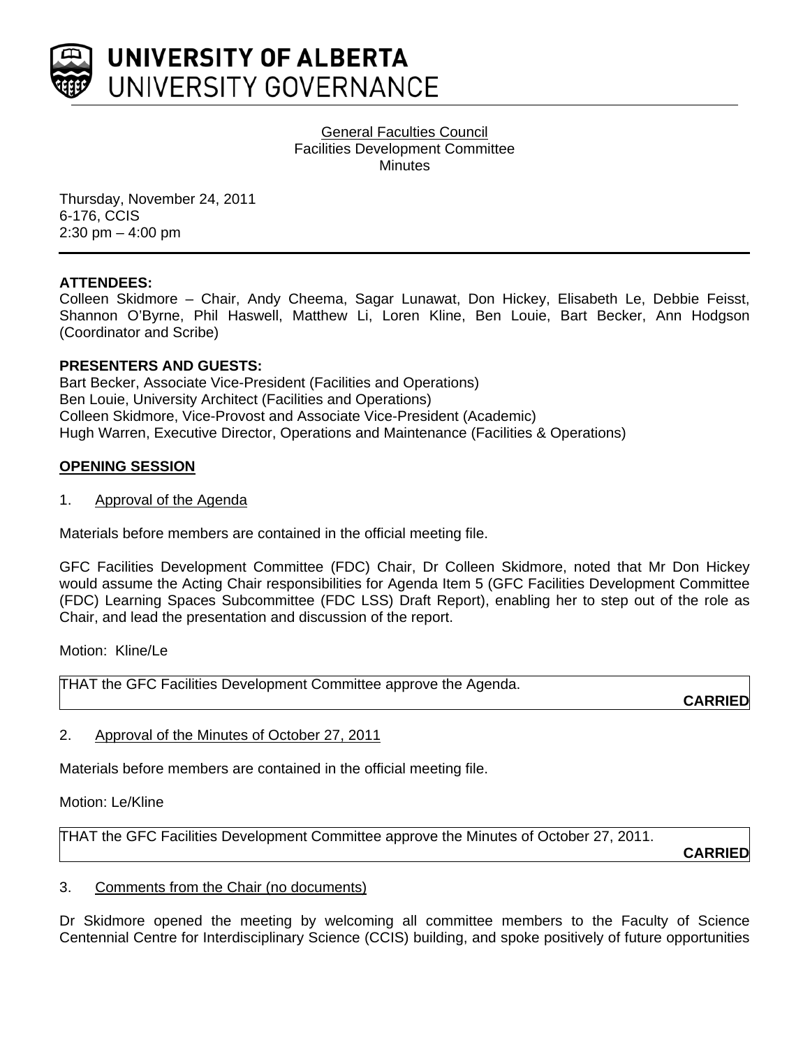# UNIVERSITY OF ALBERTA
## UNIVERSITY GOVERNANCE

General Faculties Council
Facilities Development Committee
Minutes

Thursday, November 24, 2011
6-176, CCIS
2:30 pm – 4:00 pm

---

**ATTENDEES:**
Colleen Skidmore – Chair, Andy Cheema, Sagar Lunawat, Don Hickey, Elisabeth Le, Debbie Feisst, Shannon O'Byrne, Phil Haswell, Matthew Li, Loren Kline, Ben Louie, Bart Becker, Ann Hodgson (Coordinator and Scribe)

**PRESENTERS AND GUESTS:**
Bart Becker, Associate Vice-President (Facilities and Operations)
Ben Louie, University Architect (Facilities and Operations)
Colleen Skidmore, Vice-Provost and Associate Vice-President (Academic)
Hugh Warren, Executive Director, Operations and Maintenance (Facilities & Operations)

**OPENING SESSION**

1. Approval of the Agenda

Materials before members are contained in the official meeting file.

GFC Facilities Development Committee (FDC) Chair, Dr Colleen Skidmore, noted that Mr Don Hickey would assume the Acting Chair responsibilities for Agenda Item 5 (GFC Facilities Development Committee (FDC) Learning Spaces Subcommittee (FDC LSS) Draft Report), enabling her to step out of the role as Chair, and lead the presentation and discussion of the report.

Motion: Kline/Le

THAT the GFC Facilities Development Committee approve the Agenda.

**CARRIED**

2. Approval of the Minutes of October 27, 2011

Materials before members are contained in the official meeting file.

Motion: Le/Kline

THAT the GFC Facilities Development Committee approve the Minutes of October 27, 2011.

**CARRIED**

3. Comments from the Chair (no documents)

Dr Skidmore opened the meeting by welcoming all committee members to the Faculty of Science Centennial Centre for Interdisciplinary Science (CCIS) building, and spoke positively of future opportunities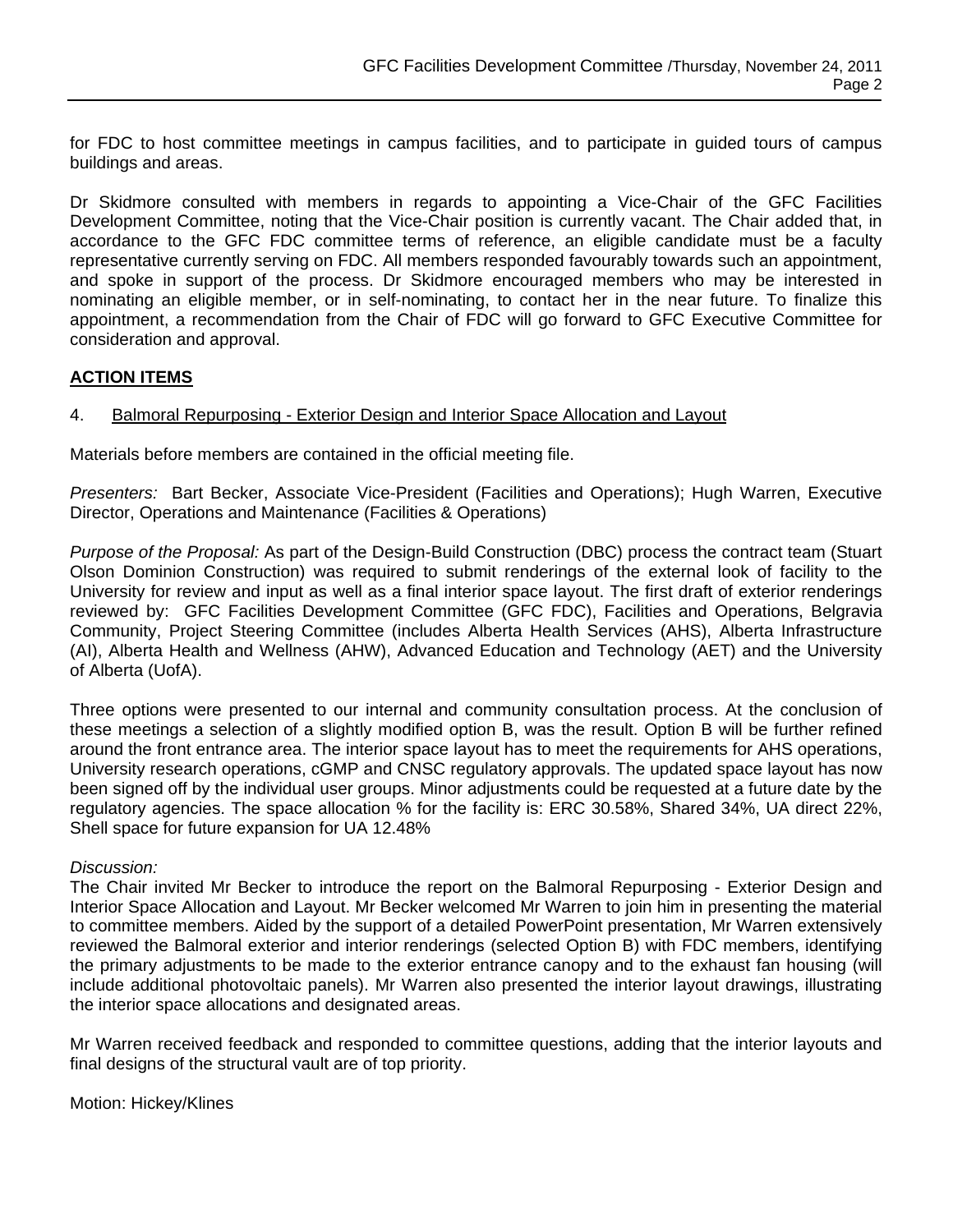for FDC to host committee meetings in campus facilities, and to participate in guided tours of campus buildings and areas.

Dr Skidmore consulted with members in regards to appointing a Vice-Chair of the GFC Facilities Development Committee, noting that the Vice-Chair position is currently vacant. The Chair added that, in accordance to the GFC FDC committee terms of reference, an eligible candidate must be a faculty representative currently serving on FDC. All members responded favourably towards such an appointment, and spoke in support of the process. Dr Skidmore encouraged members who may be interested in nominating an eligible member, or in self-nominating, to contact her in the near future. To finalize this appointment, a recommendation from the Chair of FDC will go forward to GFC Executive Committee for consideration and approval.

## ACTION ITEMS

4. Balmoral Repurposing - Exterior Design and Interior Space Allocation and Layout

Materials before members are contained in the official meeting file.

*Presenters:* Bart Becker, Associate Vice-President (Facilities and Operations); Hugh Warren, Executive Director, Operations and Maintenance (Facilities & Operations)

*Purpose of the Proposal:* As part of the Design-Build Construction (DBC) process the contract team (Stuart Olson Dominion Construction) was required to submit renderings of the external look of facility to the University for review and input as well as a final interior space layout. The first draft of exterior renderings reviewed by: GFC Facilities Development Committee (GFC FDC), Facilities and Operations, Belgravia Community, Project Steering Committee (includes Alberta Health Services (AHS), Alberta Infrastructure (AI), Alberta Health and Wellness (AHW), Advanced Education and Technology (AET) and the University of Alberta (UofA).

Three options were presented to our internal and community consultation process. At the conclusion of these meetings a selection of a slightly modified option B, was the result. Option B will be further refined around the front entrance area. The interior space layout has to meet the requirements for AHS operations, University research operations, cGMP and CNSC regulatory approvals. The updated space layout has now been signed off by the individual user groups. Minor adjustments could be requested at a future date by the regulatory agencies. The space allocation % for the facility is: ERC 30.58%, Shared 34%, UA direct 22%, Shell space for future expansion for UA 12.48%

*Discussion:*
The Chair invited Mr Becker to introduce the report on the Balmoral Repurposing - Exterior Design and Interior Space Allocation and Layout. Mr Becker welcomed Mr Warren to join him in presenting the material to committee members. Aided by the support of a detailed PowerPoint presentation, Mr Warren extensively reviewed the Balmoral exterior and interior renderings (selected Option B) with FDC members, identifying the primary adjustments to be made to the exterior entrance canopy and to the exhaust fan housing (will include additional photovoltaic panels). Mr Warren also presented the interior layout drawings, illustrating the interior space allocations and designated areas.

Mr Warren received feedback and responded to committee questions, adding that the interior layouts and final designs of the structural vault are of top priority.

Motion: Hickey/Klines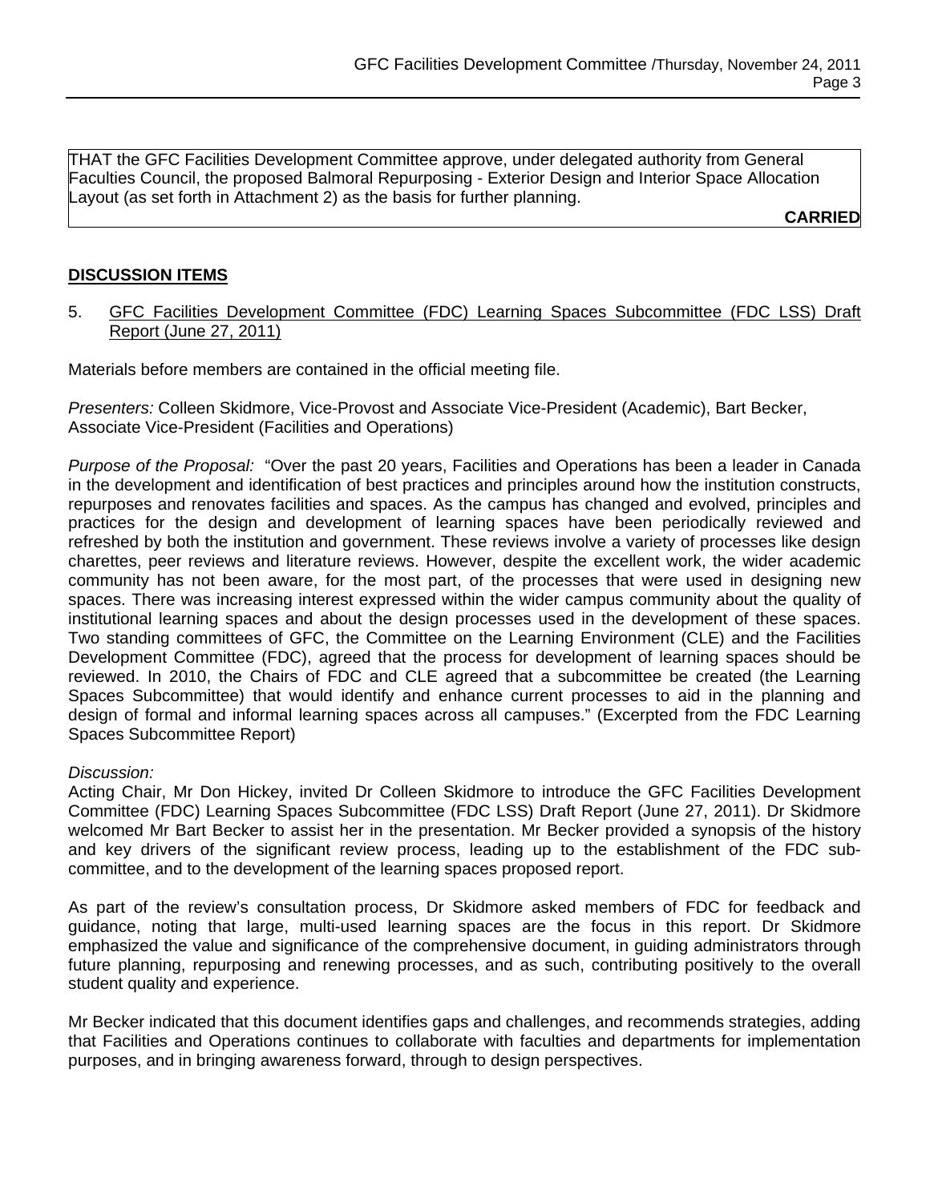THAT the GFC Facilities Development Committee approve, under delegated authority from General Faculties Council, the proposed Balmoral Repurposing - Exterior Design and Interior Space Allocation Layout (as set forth in Attachment 2) as the basis for further planning.

**CARRIED**

## DISCUSSION ITEMS

5. GFC Facilities Development Committee (FDC) Learning Spaces Subcommittee (FDC LSS) Draft Report (June 27, 2011)

Materials before members are contained in the official meeting file.

*Presenters:* Colleen Skidmore, Vice-Provost and Associate Vice-President (Academic), Bart Becker, Associate Vice-President (Facilities and Operations)

*Purpose of the Proposal:* "Over the past 20 years, Facilities and Operations has been a leader in Canada in the development and identification of best practices and principles around how the institution constructs, repurposes and renovates facilities and spaces. As the campus has changed and evolved, principles and practices for the design and development of learning spaces have been periodically reviewed and refreshed by both the institution and government. These reviews involve a variety of processes like design charettes, peer reviews and literature reviews. However, despite the excellent work, the wider academic community has not been aware, for the most part, of the processes that were used in designing new spaces. There was increasing interest expressed within the wider campus community about the quality of institutional learning spaces and about the design processes used in the development of these spaces. Two standing committees of GFC, the Committee on the Learning Environment (CLE) and the Facilities Development Committee (FDC), agreed that the process for development of learning spaces should be reviewed. In 2010, the Chairs of FDC and CLE agreed that a subcommittee be created (the Learning Spaces Subcommittee) that would identify and enhance current processes to aid in the planning and design of formal and informal learning spaces across all campuses." (Excerpted from the FDC Learning Spaces Subcommittee Report)

*Discussion:*
Acting Chair, Mr Don Hickey, invited Dr Colleen Skidmore to introduce the GFC Facilities Development Committee (FDC) Learning Spaces Subcommittee (FDC LSS) Draft Report (June 27, 2011). Dr Skidmore welcomed Mr Bart Becker to assist her in the presentation. Mr Becker provided a synopsis of the history and key drivers of the significant review process, leading up to the establishment of the FDC sub-committee, and to the development of the learning spaces proposed report.

As part of the review's consultation process, Dr Skidmore asked members of FDC for feedback and guidance, noting that large, multi-used learning spaces are the focus in this report. Dr Skidmore emphasized the value and significance of the comprehensive document, in guiding administrators through future planning, repurposing and renewing processes, and as such, contributing positively to the overall student quality and experience.

Mr Becker indicated that this document identifies gaps and challenges, and recommends strategies, adding that Facilities and Operations continues to collaborate with faculties and departments for implementation purposes, and in bringing awareness forward, through to design perspectives.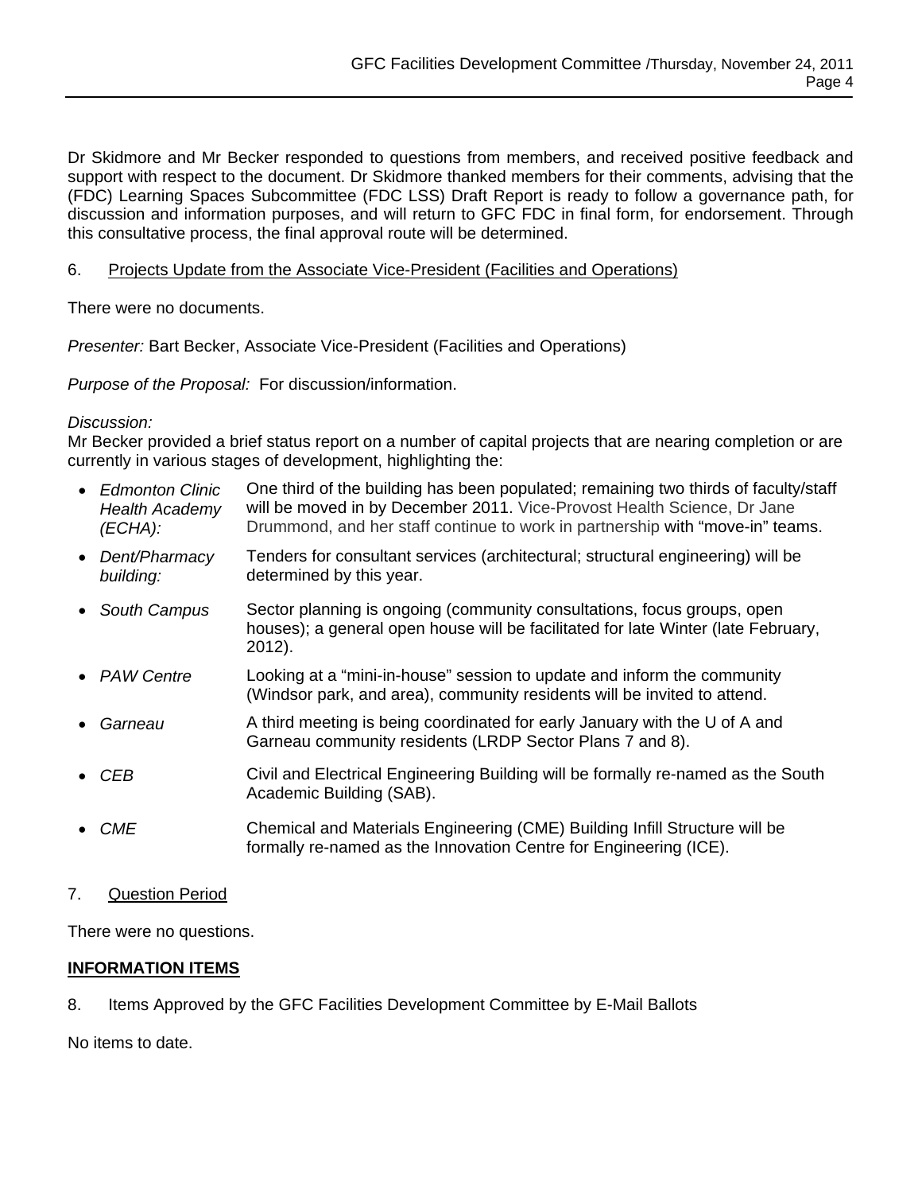Dr Skidmore and Mr Becker responded to questions from members, and received positive feedback and support with respect to the document. Dr Skidmore thanked members for their comments, advising that the (FDC) Learning Spaces Subcommittee (FDC LSS) Draft Report is ready to follow a governance path, for discussion and information purposes, and will return to GFC FDC in final form, for endorsement. Through this consultative process, the final approval route will be determined.

6. <u>Projects Update from the Associate Vice-President (Facilities and Operations)</u>

There were no documents.

*Presenter:* Bart Becker, Associate Vice-President (Facilities and Operations)

*Purpose of the Proposal:* For discussion/information.

*Discussion:*
Mr Becker provided a brief status report on a number of capital projects that are nearing completion or are currently in various stages of development, highlighting the:

- *Edmonton Clinic Health Academy (ECHA):* One third of the building has been populated; remaining two thirds of faculty/staff will be moved in by December 2011. Vice-Provost Health Science, Dr Jane Drummond, and her staff continue to work in partnership with "move-in" teams.
- *Dent/Pharmacy building:* Tenders for consultant services (architectural; structural engineering) will be determined by this year.
- *South Campus* Sector planning is ongoing (community consultations, focus groups, open houses); a general open house will be facilitated for late Winter (late February, 2012).
- *PAW Centre* Looking at a "mini-in-house" session to update and inform the community (Windsor park, and area), community residents will be invited to attend.
- *Garneau* A third meeting is being coordinated for early January with the U of A and Garneau community residents (LRDP Sector Plans 7 and 8).
- *CEB* Civil and Electrical Engineering Building will be formally re-named as the South Academic Building (SAB).
- *CME* Chemical and Materials Engineering (CME) Building Infill Structure will be formally re-named as the Innovation Centre for Engineering (ICE).

7. <u>Question Period</u>

There were no questions.

**<u>INFORMATION ITEMS</u>**

8. Items Approved by the GFC Facilities Development Committee by E-Mail Ballots

No items to date.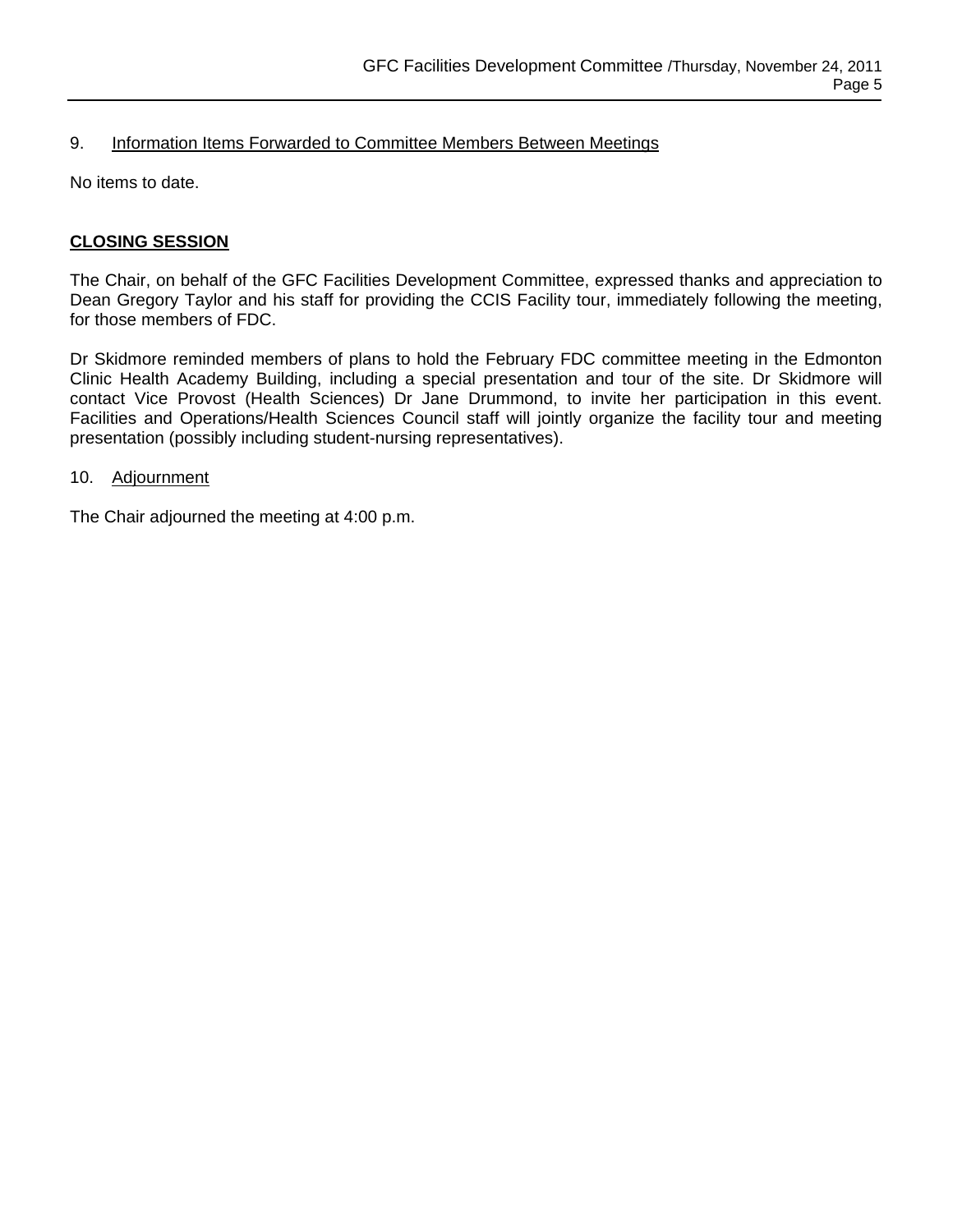9. <u>Information Items Forwarded to Committee Members Between Meetings</u>

No items to date.

**CLOSING SESSION**

The Chair, on behalf of the GFC Facilities Development Committee, expressed thanks and appreciation to Dean Gregory Taylor and his staff for providing the CCIS Facility tour, immediately following the meeting, for those members of FDC.

Dr Skidmore reminded members of plans to hold the February FDC committee meeting in the Edmonton Clinic Health Academy Building, including a special presentation and tour of the site. Dr Skidmore will contact Vice Provost (Health Sciences) Dr Jane Drummond, to invite her participation in this event. Facilities and Operations/Health Sciences Council staff will jointly organize the facility tour and meeting presentation (possibly including student-nursing representatives).

10. <u>Adjournment</u>

The Chair adjourned the meeting at 4:00 p.m.